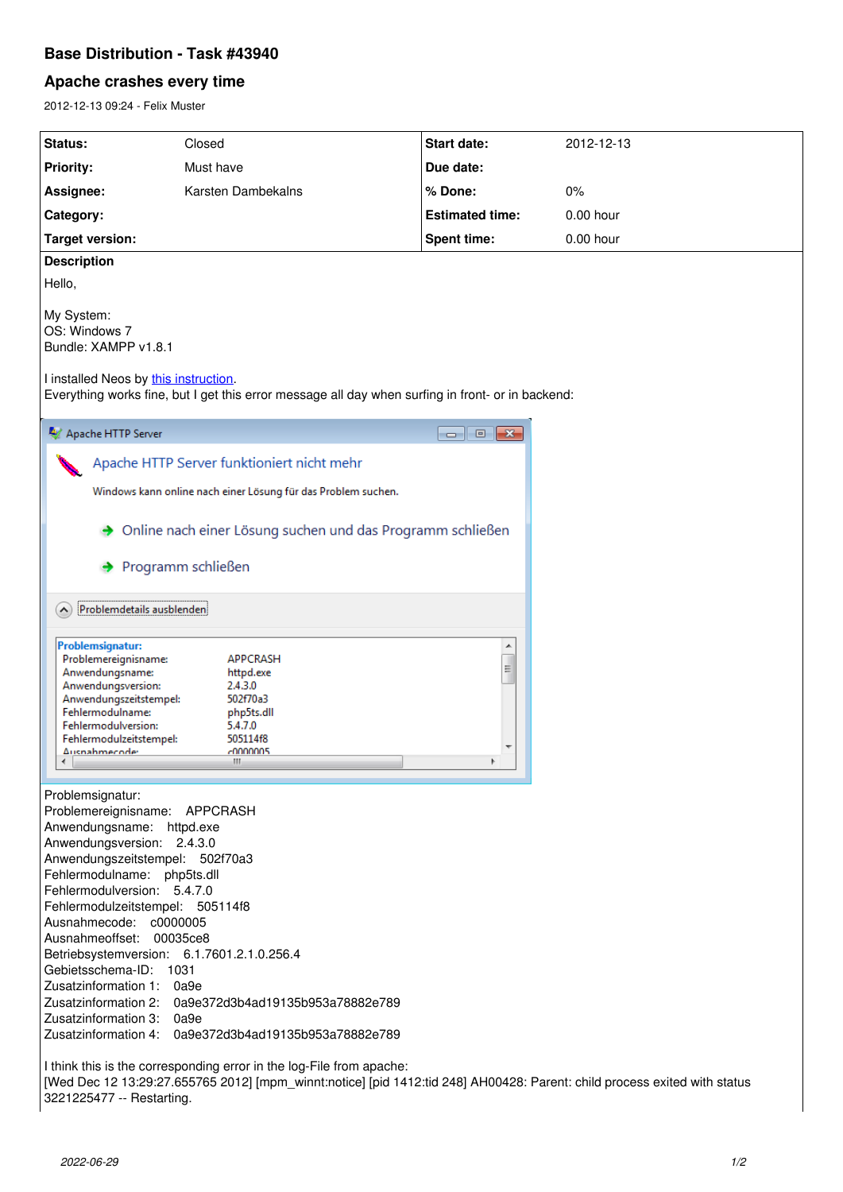# Base Distribution - Task #43940

## Apache crashes every time

2012-12-13 09:24 - Felix Muster

| | | | |
|---|---|---|---|
| **Status:** | Closed | **Start date:** | 2012-12-13 |
| **Priority:** | Must have | **Due date:** | |
| **Assignee:** | Karsten Dambekalns | **% Done:** | 0% |
| **Category:** | | **Estimated time:** | 0.00 hour |
| **Target version:** | | **Spent time:** | 0.00 hour |

**Description**

Hello,

My System:
OS: Windows 7
Bundle: XAMPP v1.8.1

I installed Neos by this instruction.
Everything works fine, but I get this error message all day when surfing in front- or in backend:

Problemsignatur:
Problemereignisname: APPCRASH
Anwendungsname: httpd.exe
Anwendungsversion: 2.4.3.0
Anwendungszeitstempel: 502f70a3
Fehlermodulname: php5ts.dll
Fehlermodulversion: 5.4.7.0
Fehlermodulzeitstempel: 505114f8
Ausnahmecode: c0000005
Ausnahmeoffset: 00035ce8
Betriebsystemversion: 6.1.7601.2.1.0.256.4
Gebietsschema-ID: 1031
Zusatzinformation 1: 0a9e
Zusatzinformation 2: 0a9e372d3b4ad19135b953a78882e789
Zusatzinformation 3: 0a9e
Zusatzinformation 4: 0a9e372d3b4ad19135b953a78882e789

I think this is the corresponding error in the log-File from apache:
[Wed Dec 12 13:29:27.655765 2012] [mpm_winnt:notice] [pid 1412:tid 248] AH00428: Parent: child process exited with status 3221225477 -- Restarting.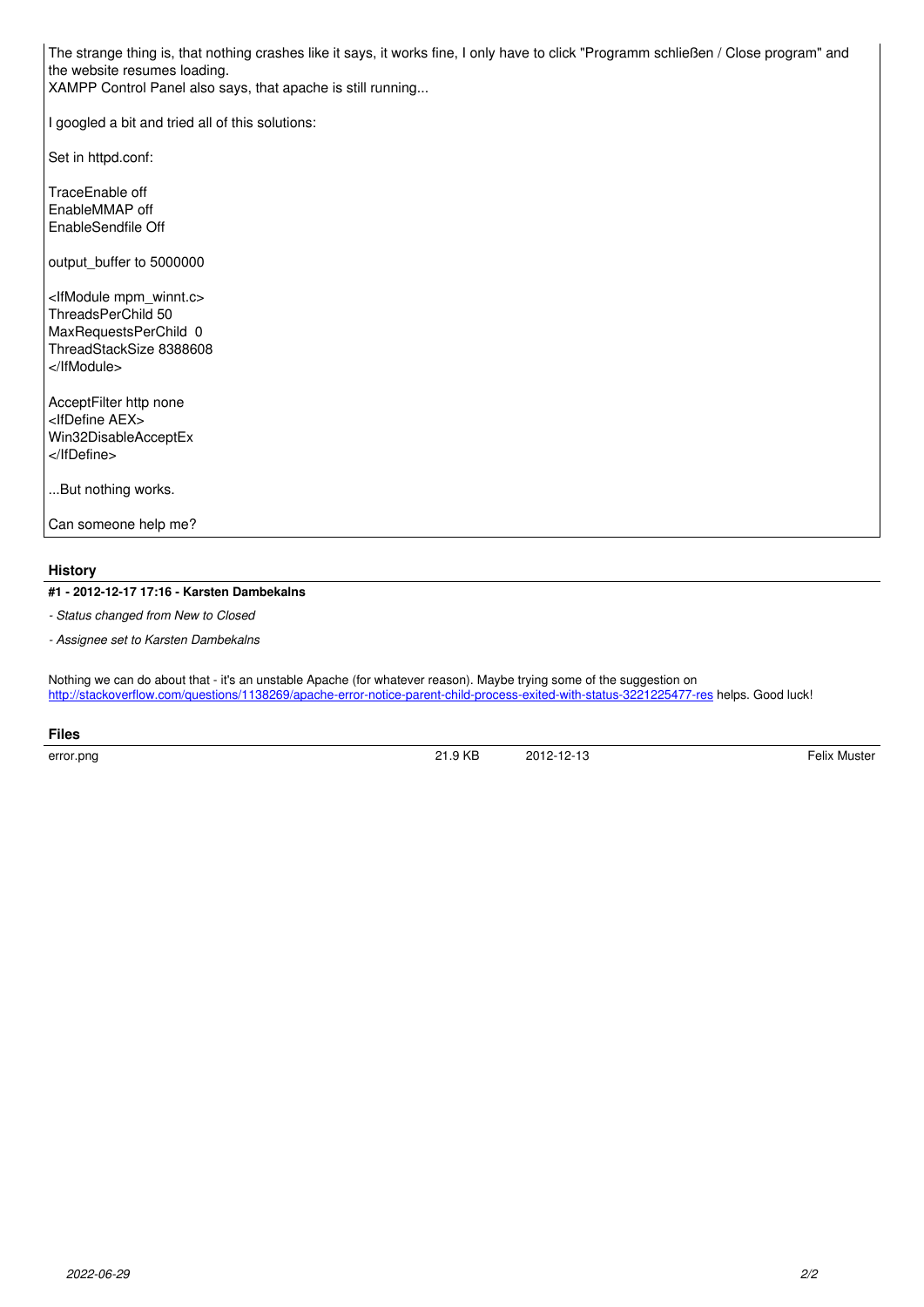The strange thing is, that nothing crashes like it says, it works fine, I only have to click "Programm schließen / Close program" and the website resumes loading.
XAMPP Control Panel also says, that apache is still running...

I googled a bit and tried all of this solutions:

Set in httpd.conf:

TraceEnable off
EnableMMAP off
EnableSendfile Off

output_buffer to 5000000

<IfModule mpm_winnt.c>
ThreadsPerChild 50
MaxRequestsPerChild 0
ThreadStackSize 8388608
</IfModule>

AcceptFilter http none
<IfDefine AEX>
Win32DisableAcceptEx
</IfDefine>

...But nothing works.

Can someone help me?

## History

### #1 - 2012-12-17 17:16 - Karsten Dambekalns

- *Status changed from New to Closed*
- *Assignee set to Karsten Dambekalns*

Nothing we can do about that - it's an unstable Apache (for whatever reason). Maybe trying some of the suggestion on http://stackoverflow.com/questions/1138269/apache-error-notice-parent-child-process-exited-with-status-3221225477-res helps. Good luck!

## Files

| | | | |
|---|---|---|---|
| error.png | 21.9 KB | 2012-12-13 | Felix Muster |